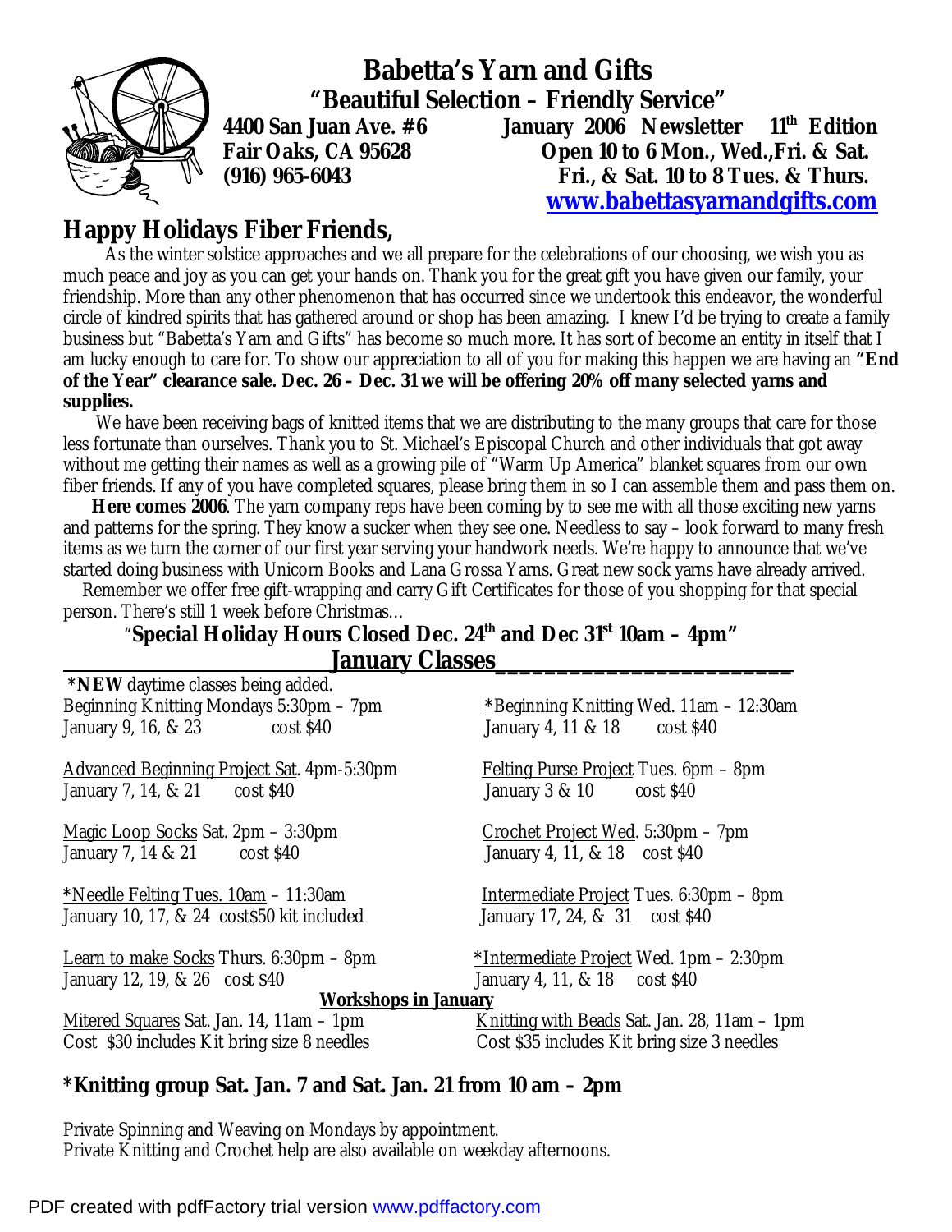# Babetta's Yarn and Gifts

**"Beautiful Selection – Friendly Service"**

**4400 San Juan Ave. #6**
**Fair Oaks, CA 95628**
**(916) 965-6043**

**January 2006 Newsletter 11th Edition**
**Open 10 to 6 Mon., Wed.,Fri. & Sat.**
**Fri., & Sat. 10 to 8 Tues. & Thurs.**
**www.babettasyarnandgifts.com**

## Happy Holidays Fiber Friends,

As the winter solstice approaches and we all prepare for the celebrations of our choosing, we wish you as much peace and joy as you can get your hands on. Thank you for the great gift you have given our family, your friendship. More than any other phenomenon that has occurred since we undertook this endeavor, the wonderful circle of kindred spirits that has gathered around or shop has been amazing. I knew I'd be trying to create a family business but "Babetta's Yarn and Gifts" has become so much more. It has sort of become an entity in itself that I am lucky enough to care for. To show our appreciation to all of you for making this happen we are having an **"End of the Year" clearance sale. Dec. 26 – Dec. 31 we will be offering 20% off many selected yarns and supplies.**

We have been receiving bags of knitted items that we are distributing to the many groups that care for those less fortunate than ourselves. Thank you to St. Michael's Episcopal Church and other individuals that got away without me getting their names as well as a growing pile of "Warm Up America" blanket squares from our own fiber friends. If any of you have completed squares, please bring them in so I can assemble them and pass them on.

**Here comes 2006**. The yarn company reps have been coming by to see me with all those exciting new yarns and patterns for the spring. They know a sucker when they see one. Needless to say – look forward to many fresh items as we turn the corner of our first year serving your handwork needs. We're happy to announce that we've started doing business with Unicorn Books and Lana Grossa Yarns. Great new sock yarns have already arrived.

Remember we offer free gift-wrapping and carry Gift Certificates for those of you shopping for that special person. There's still 1 week before Christmas…

**"Special Holiday Hours Closed Dec. 24th and Dec 31st 10am – 4pm"**

## January Classes

***NEW** daytime classes being added.

Beginning Knitting Mondays 5:30pm – 7pm
January 9, 16, & 23 cost $40

Advanced Beginning Project Sat. 4pm-5:30pm
January 7, 14, & 21 cost $40

Magic Loop Socks Sat. 2pm – 3:30pm
January 7, 14 & 21 cost $40

*Needle Felting Tues. 10am – 11:30am
January 10, 17, & 24 cost$50 kit included

Learn to make Socks Thurs. 6:30pm – 8pm
January 12, 19, & 26 cost $40

*Beginning Knitting Wed. 11am – 12:30am
January 4, 11 & 18 cost $40

Felting Purse Project Tues. 6pm – 8pm
January 3 & 10 cost $40

Crochet Project Wed. 5:30pm – 7pm
January 4, 11, & 18 cost $40

Intermediate Project Tues. 6:30pm – 8pm
January 17, 24, & 31 cost $40

*Intermediate Project Wed. 1pm – 2:30pm
January 4, 11, & 18 cost $40

### Workshops in January

Mitered Squares Sat. Jan. 14, 11am – 1pm
Cost $30 includes Kit bring size 8 needles

Knitting with Beads Sat. Jan. 28, 11am – 1pm
Cost $35 includes Kit bring size 3 needles

**\*Knitting group Sat. Jan. 7 and Sat. Jan. 21 from 10 am – 2pm**

Private Spinning and Weaving on Mondays by appointment.
Private Knitting and Crochet help are also available on weekday afternoons.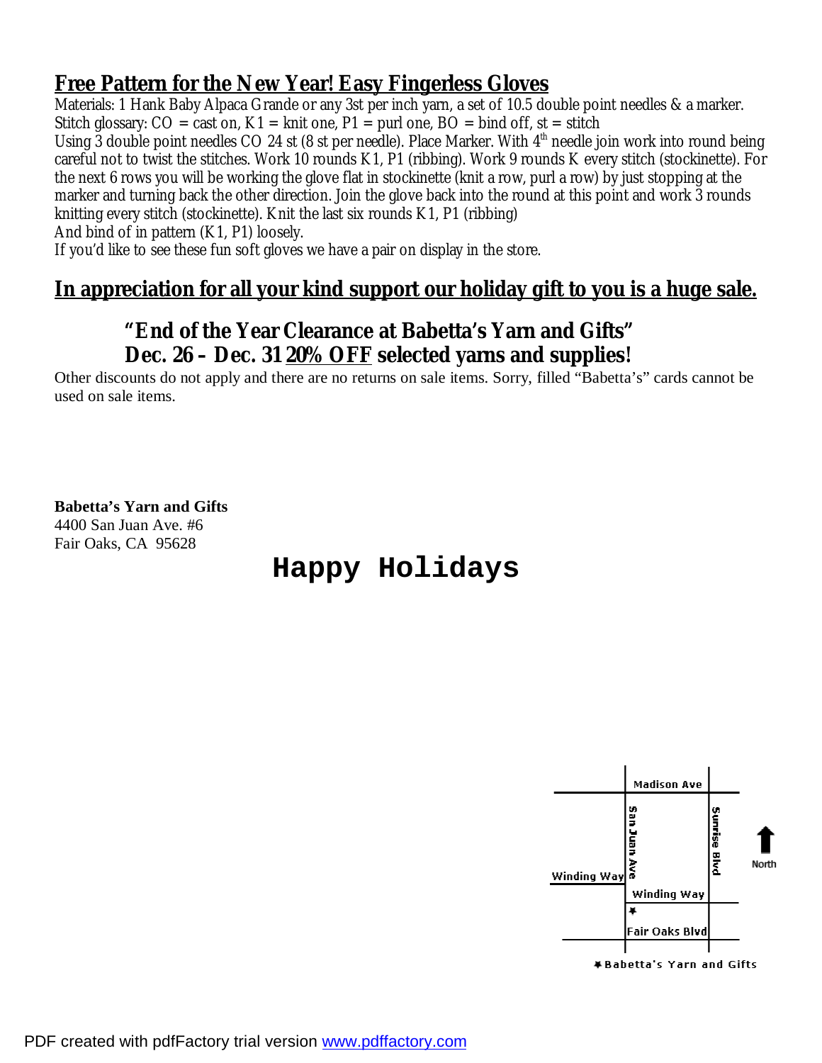## Free Pattern for the New Year! Easy Fingerless Gloves

Materials: 1 Hank Baby Alpaca Grande or any 3st per inch yarn, a set of 10.5 double point needles & a marker.
Stitch glossary: CO = cast on, K1 = knit one, P1 = purl one, BO = bind off, st = stitch
Using 3 double point needles CO 24 st (8 st per needle). Place Marker. With 4th needle join work into round being careful not to twist the stitches. Work 10 rounds K1, P1 (ribbing). Work 9 rounds K every stitch (stockinette). For the next 6 rows you will be working the glove flat in stockinette (knit a row, purl a row) by just stopping at the marker and turning back the other direction. Join the glove back into the round at this point and work 3 rounds knitting every stitch (stockinette). Knit the last six rounds K1, P1 (ribbing)
And bind of in pattern (K1, P1) loosely.
If you'd like to see these fun soft gloves we have a pair on display in the store.

## In appreciation for all your kind support our holiday gift to you is a huge sale.

### "End of the Year Clearance at Babetta's Yarn and Gifts"
### Dec. 26 – Dec. 31 20% OFF selected yarns and supplies!

Other discounts do not apply and there are no returns on sale items. Sorry, filled "Babetta's" cards cannot be used on sale items.

**Babetta's Yarn and Gifts**
4400 San Juan Ave. #6
Fair Oaks, CA 95628

# Happy Holidays

Madison Ave
San Juan Ave
Sunrise Blvd
North
Winding Way
Winding Way
Fair Oaks Blvd
Babetta's Yarn and Gifts